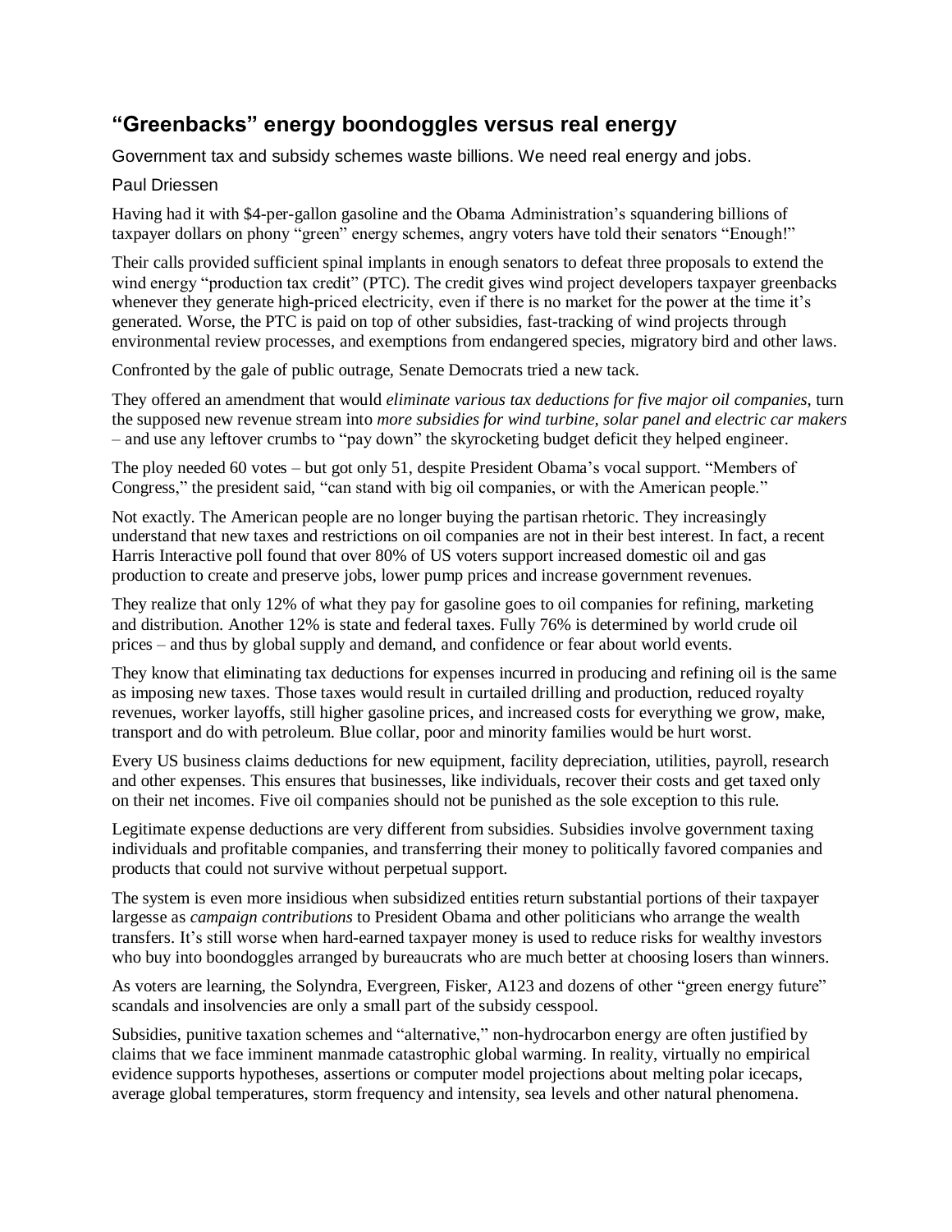## “Greenbacks” energy boondoggles versus real energy

Government tax and subsidy schemes waste billions. We need real energy and jobs.

Paul Driessen

Having had it with $4-per-gallon gasoline and the Obama Administration’s squandering billions of taxpayer dollars on phony “green” energy schemes, angry voters have told their senators “Enough!”

Their calls provided sufficient spinal implants in enough senators to defeat three proposals to extend the wind energy “production tax credit” (PTC). The credit gives wind project developers taxpayer greenbacks whenever they generate high-priced electricity, even if there is no market for the power at the time it’s generated. Worse, the PTC is paid on top of other subsidies, fast-tracking of wind projects through environmental review processes, and exemptions from endangered species, migratory bird and other laws.

Confronted by the gale of public outrage, Senate Democrats tried a new tack.

They offered an amendment that would *eliminate various tax deductions for five major oil companies*, turn the supposed new revenue stream into *more subsidies for wind turbine, solar panel and electric car makers* – and use any leftover crumbs to “pay down” the skyrocketing budget deficit they helped engineer.

The ploy needed 60 votes – but got only 51, despite President Obama’s vocal support. “Members of Congress,” the president said, “can stand with big oil companies, or with the American people.”

Not exactly. The American people are no longer buying the partisan rhetoric. They increasingly understand that new taxes and restrictions on oil companies are not in their best interest. In fact, a recent Harris Interactive poll found that over 80% of US voters support increased domestic oil and gas production to create and preserve jobs, lower pump prices and increase government revenues.

They realize that only 12% of what they pay for gasoline goes to oil companies for refining, marketing and distribution. Another 12% is state and federal taxes. Fully 76% is determined by world crude oil prices – and thus by global supply and demand, and confidence or fear about world events.

They know that eliminating tax deductions for expenses incurred in producing and refining oil is the same as imposing new taxes. Those taxes would result in curtailed drilling and production, reduced royalty revenues, worker layoffs, still higher gasoline prices, and increased costs for everything we grow, make, transport and do with petroleum. Blue collar, poor and minority families would be hurt worst.

Every US business claims deductions for new equipment, facility depreciation, utilities, payroll, research and other expenses. This ensures that businesses, like individuals, recover their costs and get taxed only on their net incomes. Five oil companies should not be punished as the sole exception to this rule.

Legitimate expense deductions are very different from subsidies. Subsidies involve government taxing individuals and profitable companies, and transferring their money to politically favored companies and products that could not survive without perpetual support.

The system is even more insidious when subsidized entities return substantial portions of their taxpayer largesse as *campaign contributions* to President Obama and other politicians who arrange the wealth transfers. It’s still worse when hard-earned taxpayer money is used to reduce risks for wealthy investors who buy into boondoggles arranged by bureaucrats who are much better at choosing losers than winners.

As voters are learning, the Solyndra, Evergreen, Fisker, A123 and dozens of other “green energy future” scandals and insolvencies are only a small part of the subsidy cesspool.

Subsidies, punitive taxation schemes and “alternative,” non-hydrocarbon energy are often justified by claims that we face imminent manmade catastrophic global warming. In reality, virtually no empirical evidence supports hypotheses, assertions or computer model projections about melting polar icecaps, average global temperatures, storm frequency and intensity, sea levels and other natural phenomena.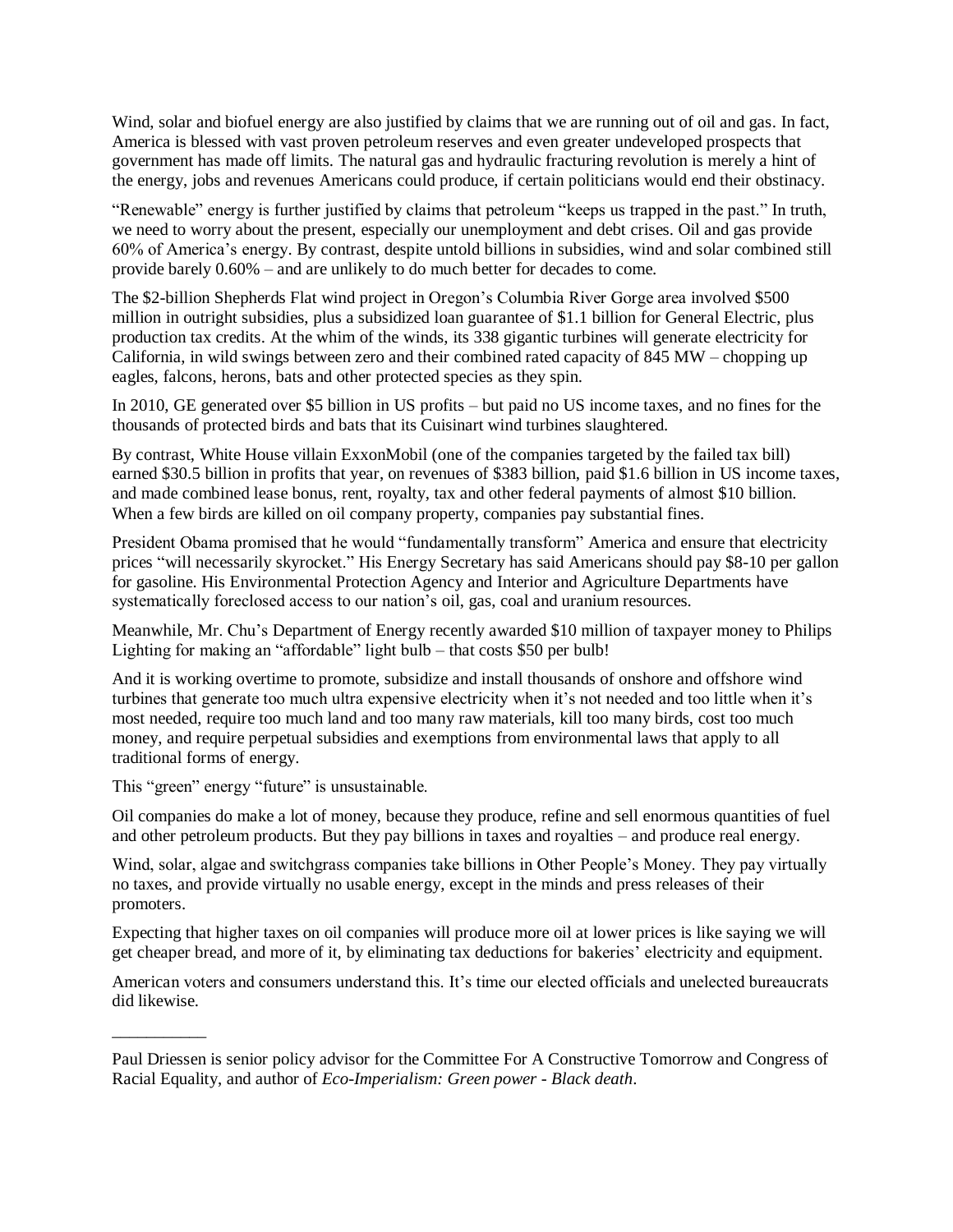Wind, solar and biofuel energy are also justified by claims that we are running out of oil and gas. In fact, America is blessed with vast proven petroleum reserves and even greater undeveloped prospects that government has made off limits. The natural gas and hydraulic fracturing revolution is merely a hint of the energy, jobs and revenues Americans could produce, if certain politicians would end their obstinacy.

"Renewable" energy is further justified by claims that petroleum "keeps us trapped in the past." In truth, we need to worry about the present, especially our unemployment and debt crises. Oil and gas provide 60% of America's energy. By contrast, despite untold billions in subsidies, wind and solar combined still provide barely 0.60% – and are unlikely to do much better for decades to come.

The $2-billion Shepherds Flat wind project in Oregon's Columbia River Gorge area involved $500 million in outright subsidies, plus a subsidized loan guarantee of $1.1 billion for General Electric, plus production tax credits. At the whim of the winds, its 338 gigantic turbines will generate electricity for California, in wild swings between zero and their combined rated capacity of 845 MW – chopping up eagles, falcons, herons, bats and other protected species as they spin.

In 2010, GE generated over $5 billion in US profits – but paid no US income taxes, and no fines for the thousands of protected birds and bats that its Cuisinart wind turbines slaughtered.

By contrast, White House villain ExxonMobil (one of the companies targeted by the failed tax bill) earned $30.5 billion in profits that year, on revenues of $383 billion, paid $1.6 billion in US income taxes, and made combined lease bonus, rent, royalty, tax and other federal payments of almost $10 billion. When a few birds are killed on oil company property, companies pay substantial fines.

President Obama promised that he would "fundamentally transform" America and ensure that electricity prices "will necessarily skyrocket." His Energy Secretary has said Americans should pay $8-10 per gallon for gasoline. His Environmental Protection Agency and Interior and Agriculture Departments have systematically foreclosed access to our nation's oil, gas, coal and uranium resources.

Meanwhile, Mr. Chu's Department of Energy recently awarded $10 million of taxpayer money to Philips Lighting for making an "affordable" light bulb – that costs $50 per bulb!

And it is working overtime to promote, subsidize and install thousands of onshore and offshore wind turbines that generate too much ultra expensive electricity when it's not needed and too little when it's most needed, require too much land and too many raw materials, kill too many birds, cost too much money, and require perpetual subsidies and exemptions from environmental laws that apply to all traditional forms of energy.

This "green" energy "future" is unsustainable.

Oil companies do make a lot of money, because they produce, refine and sell enormous quantities of fuel and other petroleum products. But they pay billions in taxes and royalties – and produce real energy.

Wind, solar, algae and switchgrass companies take billions in Other People's Money. They pay virtually no taxes, and provide virtually no usable energy, except in the minds and press releases of their promoters.

Expecting that higher taxes on oil companies will produce more oil at lower prices is like saying we will get cheaper bread, and more of it, by eliminating tax deductions for bakeries' electricity and equipment.

American voters and consumers understand this. It's time our elected officials and unelected bureaucrats did likewise.

---

Paul Driessen is senior policy advisor for the Committee For A Constructive Tomorrow and Congress of Racial Equality, and author of *Eco-Imperialism: Green power - Black death*.